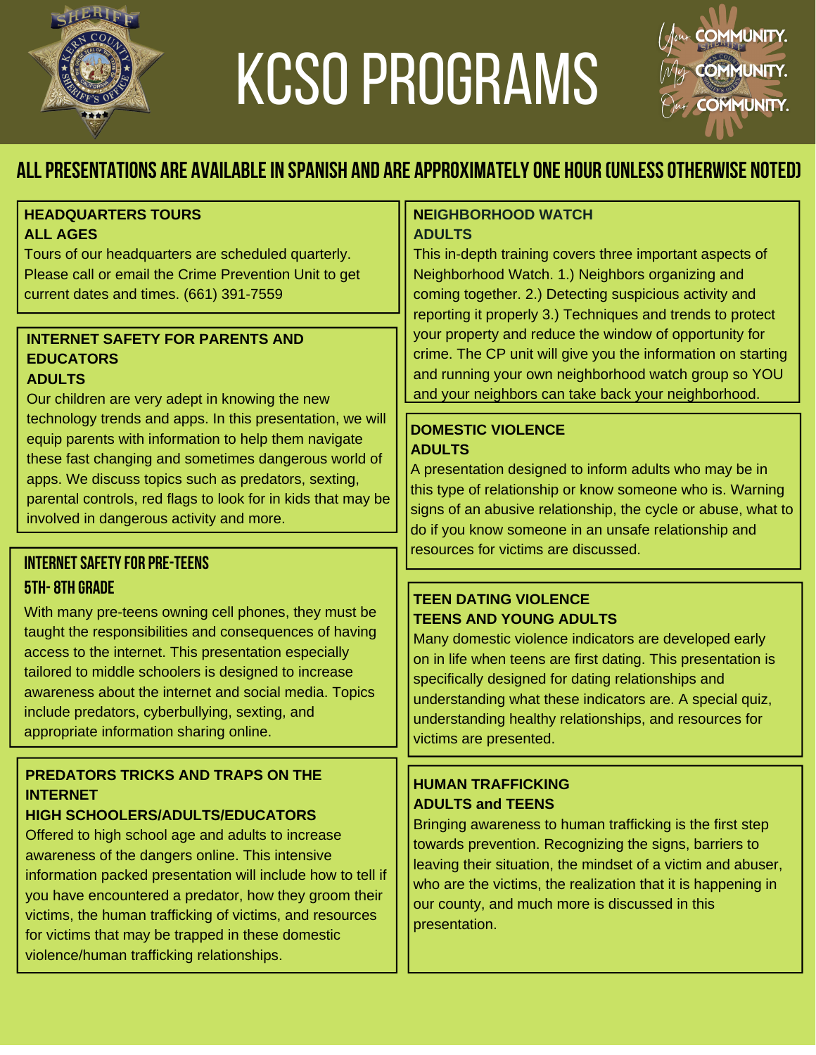# KCSO PROGRAMS

Your COMMUNITY.
My COMMUNITY.
Our COMMUNITY.

## ALL PRESENTATIONS ARE AVAILABLE IN SPANISH AND ARE APPROXIMATELY ONE HOUR (UNLESS OTHERWISE NOTED)

### HEADQUARTERS TOURS
**ALL AGES**

Tours of our headquarters are scheduled quarterly. Please call or email the Crime Prevention Unit to get current dates and times. (661) 391-7559

### INTERNET SAFETY FOR PARENTS AND EDUCATORS
**ADULTS**

Our children are very adept in knowing the new technology trends and apps. In this presentation, we will equip parents with information to help them navigate these fast changing and sometimes dangerous world of apps. We discuss topics such as predators, sexting, parental controls, red flags to look for in kids that may be involved in dangerous activity and more.

### INTERNET SAFETY FOR PRE-TEENS
**5TH- 8TH GRADE**

With many pre-teens owning cell phones, they must be taught the responsibilities and consequences of having access to the internet. This presentation especially tailored to middle schoolers is designed to increase awareness about the internet and social media. Topics include predators, cyberbullying, sexting, and appropriate information sharing online.

### PREDATORS TRICKS AND TRAPS ON THE INTERNET
**HIGH SCHOOLERS/ADULTS/EDUCATORS**

Offered to high school age and adults to increase awareness of the dangers online. This intensive information packed presentation will include how to tell if you have encountered a predator, how they groom their victims, the human trafficking of victims, and resources for victims that may be trapped in these domestic violence/human trafficking relationships.

### NEIGHBORHOOD WATCH
**ADULTS**

This in-depth training covers three important aspects of Neighborhood Watch. 1.) Neighbors organizing and coming together. 2.) Detecting suspicious activity and reporting it properly 3.) Techniques and trends to protect your property and reduce the window of opportunity for crime. The CP unit will give you the information on starting and running your own neighborhood watch group so YOU and your neighbors can take back your neighborhood.

### DOMESTIC VIOLENCE
**ADULTS**

A presentation designed to inform adults who may be in this type of relationship or know someone who is. Warning signs of an abusive relationship, the cycle or abuse, what to do if you know someone in an unsafe relationship and resources for victims are discussed.

### TEEN DATING VIOLENCE
**TEENS AND YOUNG ADULTS**

Many domestic violence indicators are developed early on in life when teens are first dating. This presentation is specifically designed for dating relationships and understanding what these indicators are. A special quiz, understanding healthy relationships, and resources for victims are presented.

### HUMAN TRAFFICKING
**ADULTS and TEENS**

Bringing awareness to human trafficking is the first step towards prevention. Recognizing the signs, barriers to leaving their situation, the mindset of a victim and abuser, who are the victims, the realization that it is happening in our county, and much more is discussed in this presentation.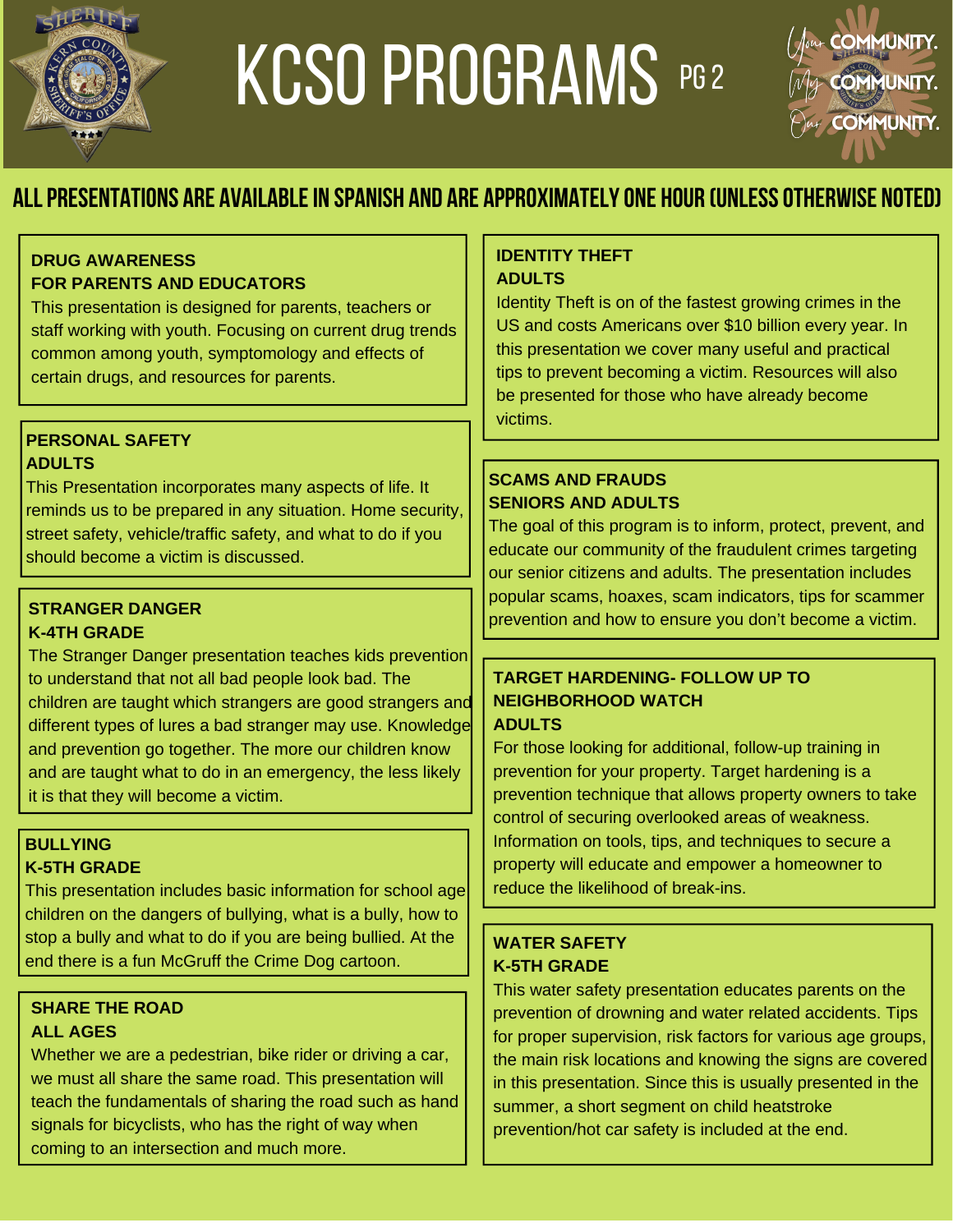# KCSO PROGRAMS PG 2

Your COMMUNITY. My COMMUNITY. Our COMMUNITY.

## ALL PRESENTATIONS ARE AVAILABLE IN SPANISH AND ARE APPROXIMATELY ONE HOUR (UNLESS OTHERWISE NOTED)

**DRUG AWARENESS**
**FOR PARENTS AND EDUCATORS**

This presentation is designed for parents, teachers or staff working with youth. Focusing on current drug trends common among youth, symptomology and effects of certain drugs, and resources for parents.

**PERSONAL SAFETY**
**ADULTS**

This Presentation incorporates many aspects of life. It reminds us to be prepared in any situation. Home security, street safety, vehicle/traffic safety, and what to do if you should become a victim is discussed.

**STRANGER DANGER**
**K-4TH GRADE**

The Stranger Danger presentation teaches kids prevention to understand that not all bad people look bad. The children are taught which strangers are good strangers and different types of lures a bad stranger may use. Knowledge and prevention go together. The more our children know and are taught what to do in an emergency, the less likely it is that they will become a victim.

**BULLYING**
**K-5TH GRADE**

This presentation includes basic information for school age children on the dangers of bullying, what is a bully, how to stop a bully and what to do if you are being bullied. At the end there is a fun McGruff the Crime Dog cartoon.

**SHARE THE ROAD**
**ALL AGES**

Whether we are a pedestrian, bike rider or driving a car, we must all share the same road. This presentation will teach the fundamentals of sharing the road such as hand signals for bicyclists, who has the right of way when coming to an intersection and much more.

**IDENTITY THEFT**
**ADULTS**

Identity Theft is on of the fastest growing crimes in the US and costs Americans over $10 billion every year. In this presentation we cover many useful and practical tips to prevent becoming a victim. Resources will also be presented for those who have already become victims.

**SCAMS AND FRAUDS**
**SENIORS AND ADULTS**

The goal of this program is to inform, protect, prevent, and educate our community of the fraudulent crimes targeting our senior citizens and adults. The presentation includes popular scams, hoaxes, scam indicators, tips for scammer prevention and how to ensure you don't become a victim.

**TARGET HARDENING- FOLLOW UP TO NEIGHBORHOOD WATCH**
**ADULTS**

For those looking for additional, follow-up training in prevention for your property. Target hardening is a prevention technique that allows property owners to take control of securing overlooked areas of weakness. Information on tools, tips, and techniques to secure a property will educate and empower a homeowner to reduce the likelihood of break-ins.

**WATER SAFETY**
**K-5TH GRADE**

This water safety presentation educates parents on the prevention of drowning and water related accidents. Tips for proper supervision, risk factors for various age groups, the main risk locations and knowing the signs are covered in this presentation. Since this is usually presented in the summer, a short segment on child heatstroke prevention/hot car safety is included at the end.